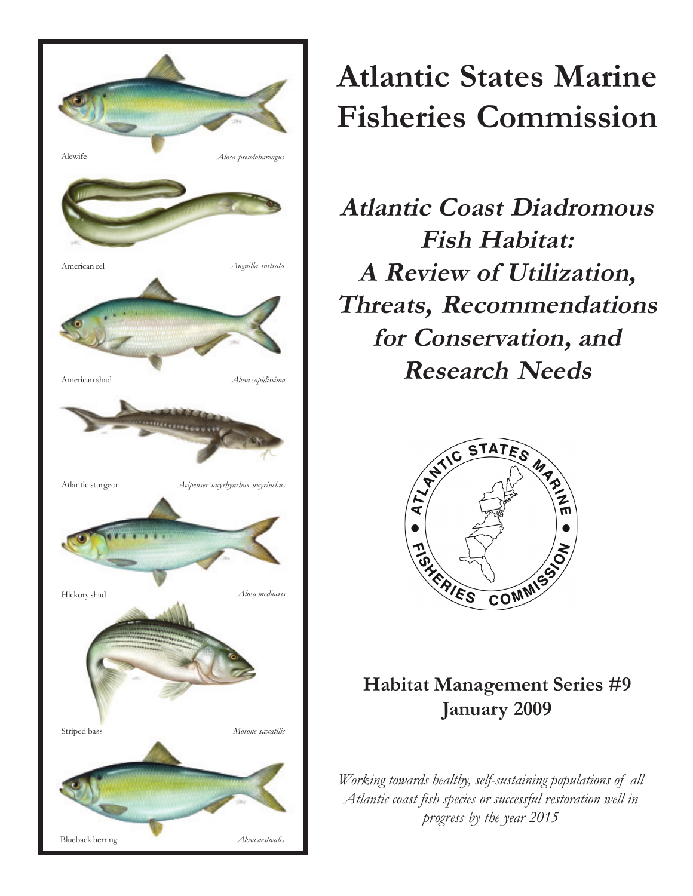Alewife *Alosa pseudoharengus*

American eel *Anguilla rostrata*

American shad *Alosa sapidissima*

Atlantic sturgeon *Acipenser oxyrhynchus oxyrinchus*

Hickory shad *Alosa mediocris*

Striped bass *Morone saxatilis*

Blueback herring *Alosa aestivalis*

# Atlantic States Marine Fisheries Commission

## *Atlantic Coast Diadromous Fish Habitat: A Review of Utilization, Threats, Recommendations for Conservation, and Research Needs*

ATLANTIC STATES MARINE FISHERIES COMMISSION

**Habitat Management Series #9**
**January 2009**

*Working towards healthy, self-sustaining populations of all Atlantic coast fish species or successful restoration well in progress by the year 2015*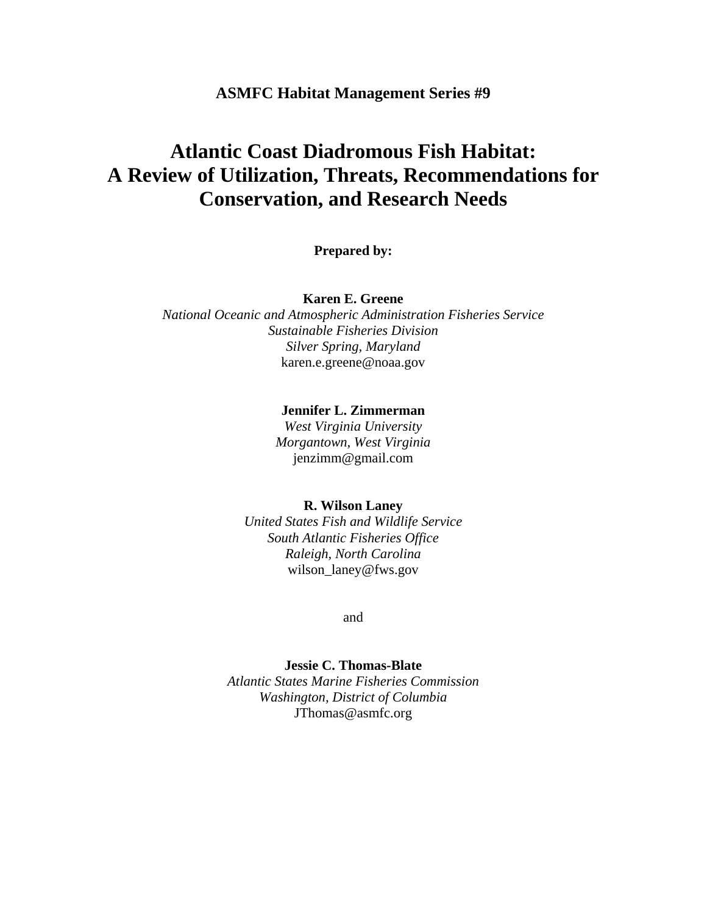**ASMFC Habitat Management Series #9**

# Atlantic Coast Diadromous Fish Habitat: A Review of Utilization, Threats, Recommendations for Conservation, and Research Needs

**Prepared by:**

**Karen E. Greene**
*National Oceanic and Atmospheric Administration Fisheries Service*
*Sustainable Fisheries Division*
*Silver Spring, Maryland*
karen.e.greene@noaa.gov

**Jennifer L. Zimmerman**
*West Virginia University*
*Morgantown, West Virginia*
jenzimm@gmail.com

**R. Wilson Laney**
*United States Fish and Wildlife Service*
*South Atlantic Fisheries Office*
*Raleigh, North Carolina*
wilson_laney@fws.gov

and

**Jessie C. Thomas-Blate**
*Atlantic States Marine Fisheries Commission*
*Washington, District of Columbia*
JThomas@asmfc.org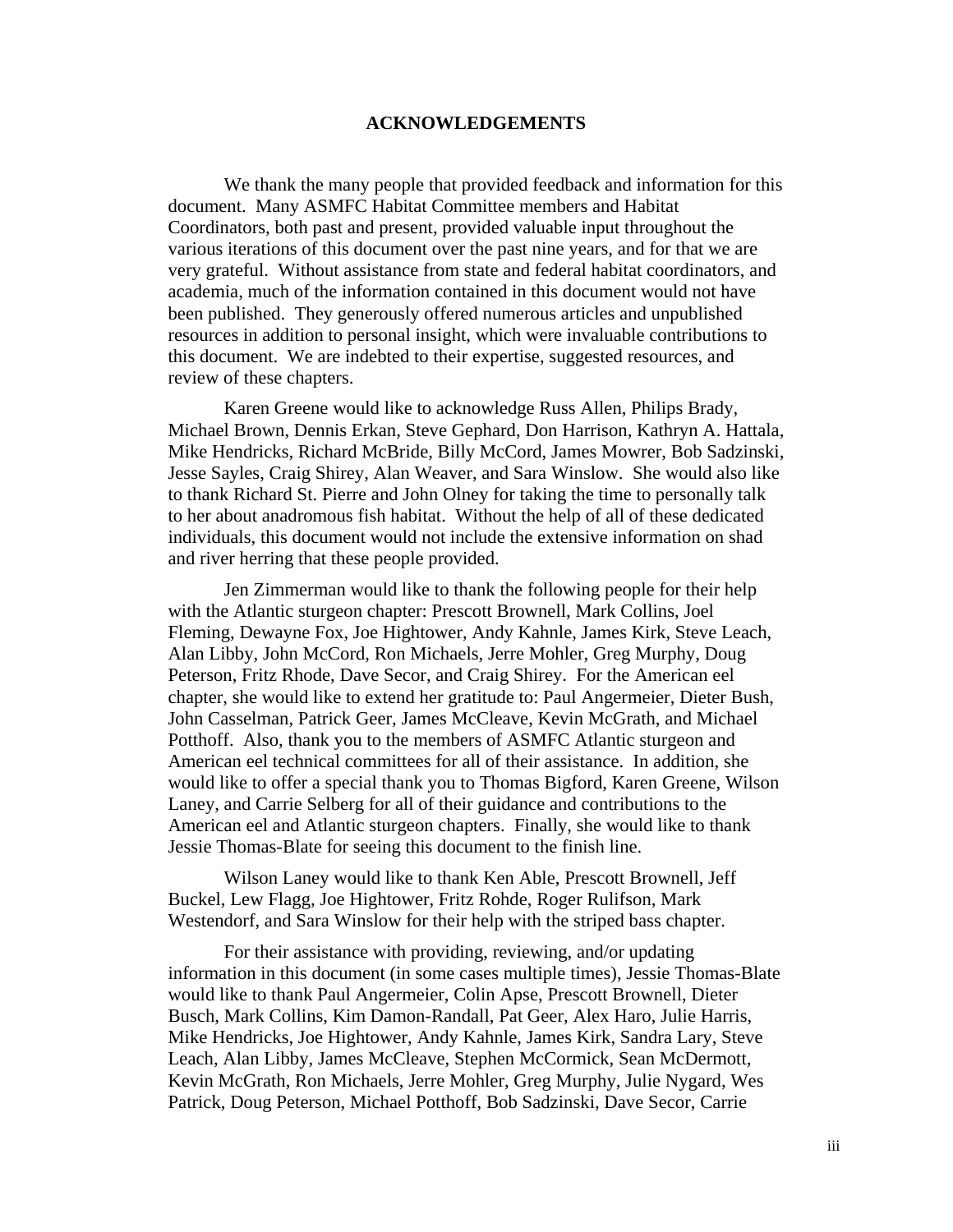## ACKNOWLEDGEMENTS

We thank the many people that provided feedback and information for this document. Many ASMFC Habitat Committee members and Habitat Coordinators, both past and present, provided valuable input throughout the various iterations of this document over the past nine years, and for that we are very grateful. Without assistance from state and federal habitat coordinators, and academia, much of the information contained in this document would not have been published. They generously offered numerous articles and unpublished resources in addition to personal insight, which were invaluable contributions to this document. We are indebted to their expertise, suggested resources, and review of these chapters.

Karen Greene would like to acknowledge Russ Allen, Philips Brady, Michael Brown, Dennis Erkan, Steve Gephard, Don Harrison, Kathryn A. Hattala, Mike Hendricks, Richard McBride, Billy McCord, James Mowrer, Bob Sadzinski, Jesse Sayles, Craig Shirey, Alan Weaver, and Sara Winslow. She would also like to thank Richard St. Pierre and John Olney for taking the time to personally talk to her about anadromous fish habitat. Without the help of all of these dedicated individuals, this document would not include the extensive information on shad and river herring that these people provided.

Jen Zimmerman would like to thank the following people for their help with the Atlantic sturgeon chapter: Prescott Brownell, Mark Collins, Joel Fleming, Dewayne Fox, Joe Hightower, Andy Kahnle, James Kirk, Steve Leach, Alan Libby, John McCord, Ron Michaels, Jerre Mohler, Greg Murphy, Doug Peterson, Fritz Rhode, Dave Secor, and Craig Shirey. For the American eel chapter, she would like to extend her gratitude to: Paul Angermeier, Dieter Bush, John Casselman, Patrick Geer, James McCleave, Kevin McGrath, and Michael Potthoff. Also, thank you to the members of ASMFC Atlantic sturgeon and American eel technical committees for all of their assistance. In addition, she would like to offer a special thank you to Thomas Bigford, Karen Greene, Wilson Laney, and Carrie Selberg for all of their guidance and contributions to the American eel and Atlantic sturgeon chapters. Finally, she would like to thank Jessie Thomas-Blate for seeing this document to the finish line.

Wilson Laney would like to thank Ken Able, Prescott Brownell, Jeff Buckel, Lew Flagg, Joe Hightower, Fritz Rohde, Roger Rulifson, Mark Westendorf, and Sara Winslow for their help with the striped bass chapter.

For their assistance with providing, reviewing, and/or updating information in this document (in some cases multiple times), Jessie Thomas-Blate would like to thank Paul Angermeier, Colin Apse, Prescott Brownell, Dieter Busch, Mark Collins, Kim Damon-Randall, Pat Geer, Alex Haro, Julie Harris, Mike Hendricks, Joe Hightower, Andy Kahnle, James Kirk, Sandra Lary, Steve Leach, Alan Libby, James McCleave, Stephen McCormick, Sean McDermott, Kevin McGrath, Ron Michaels, Jerre Mohler, Greg Murphy, Julie Nygard, Wes Patrick, Doug Peterson, Michael Potthoff, Bob Sadzinski, Dave Secor, Carrie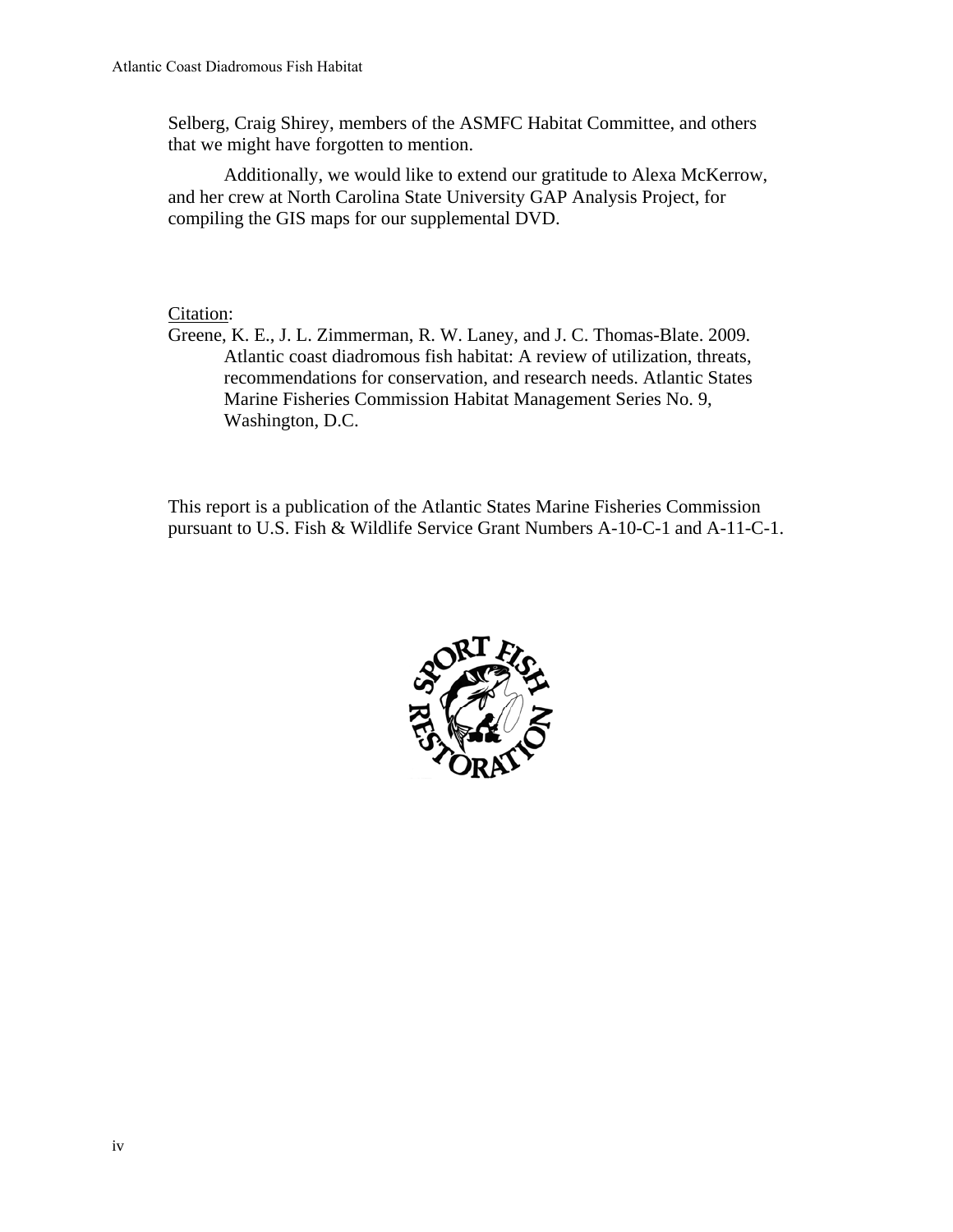Selberg, Craig Shirey, members of the ASMFC Habitat Committee, and others that we might have forgotten to mention.

Additionally, we would like to extend our gratitude to Alexa McKerrow, and her crew at North Carolina State University GAP Analysis Project, for compiling the GIS maps for our supplemental DVD.

Citation:

Greene, K. E., J. L. Zimmerman, R. W. Laney, and J. C. Thomas-Blate. 2009. Atlantic coast diadromous fish habitat: A review of utilization, threats, recommendations for conservation, and research needs. Atlantic States Marine Fisheries Commission Habitat Management Series No. 9, Washington, D.C.

This report is a publication of the Atlantic States Marine Fisheries Commission pursuant to U.S. Fish & Wildlife Service Grant Numbers A-10-C-1 and A-11-C-1.